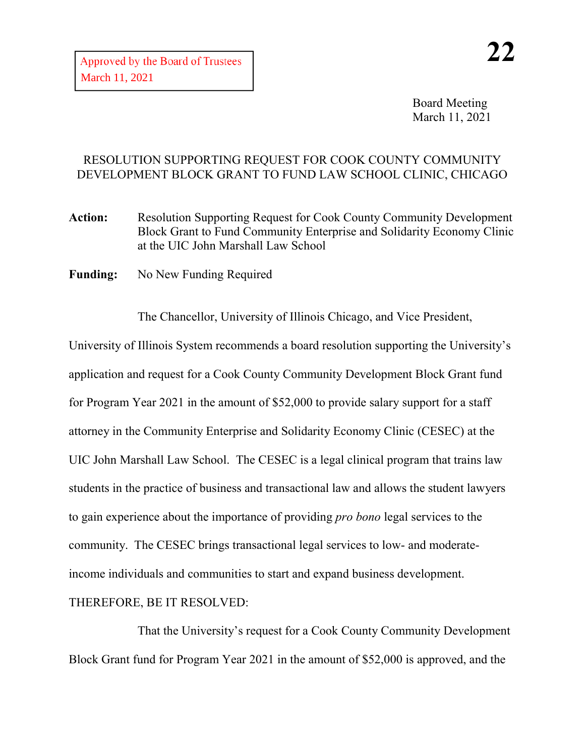Approved by the Board of Trustees
March 11, 2021

**22**

Board Meeting
March 11, 2021

## RESOLUTION SUPPORTING REQUEST FOR COOK COUNTY COMMUNITY DEVELOPMENT BLOCK GRANT TO FUND LAW SCHOOL CLINIC, CHICAGO

**Action:** Resolution Supporting Request for Cook County Community Development Block Grant to Fund Community Enterprise and Solidarity Economy Clinic at the UIC John Marshall Law School

**Funding:** No New Funding Required

The Chancellor, University of Illinois Chicago, and Vice President, University of Illinois System recommends a board resolution supporting the University's application and request for a Cook County Community Development Block Grant fund for Program Year 2021 in the amount of $52,000 to provide salary support for a staff attorney in the Community Enterprise and Solidarity Economy Clinic (CESEC) at the UIC John Marshall Law School. The CESEC is a legal clinical program that trains law students in the practice of business and transactional law and allows the student lawyers to gain experience about the importance of providing *pro bono* legal services to the community. The CESEC brings transactional legal services to low- and moderate-income individuals and communities to start and expand business development.

THEREFORE, BE IT RESOLVED:

That the University's request for a Cook County Community Development Block Grant fund for Program Year 2021 in the amount of $52,000 is approved, and the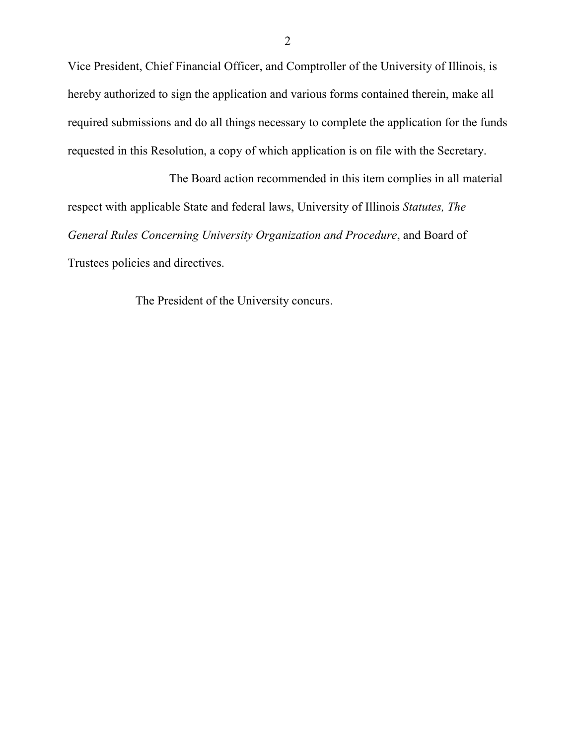Vice President, Chief Financial Officer, and Comptroller of the University of Illinois, is hereby authorized to sign the application and various forms contained therein, make all required submissions and do all things necessary to complete the application for the funds requested in this Resolution, a copy of which application is on file with the Secretary.

The Board action recommended in this item complies in all material respect with applicable State and federal laws, University of Illinois *Statutes, The General Rules Concerning University Organization and Procedure*, and Board of Trustees policies and directives.

The President of the University concurs.